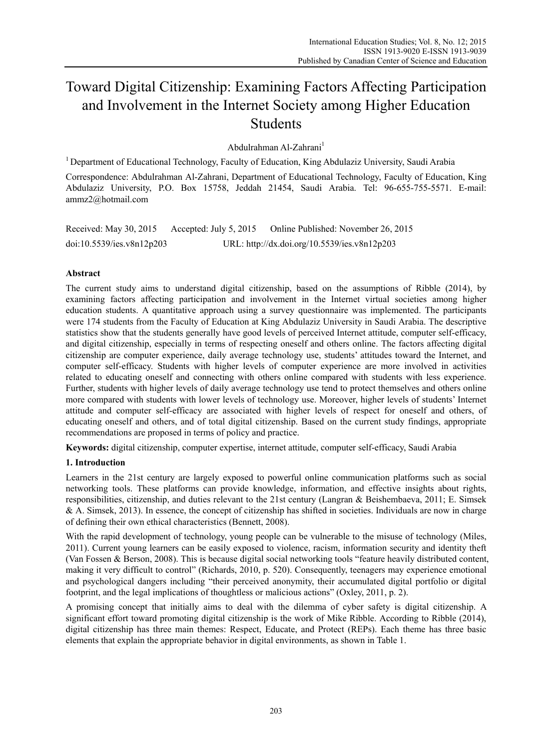# Toward Digital Citizenship: Examining Factors Affecting Participation and Involvement in the Internet Society among Higher Education Students

Abdulrahman Al-Zahrani[1]

[1] Department of Educational Technology, Faculty of Education, King Abdulaziz University, Saudi Arabia

Correspondence: Abdulrahman Al-Zahrani, Department of Educational Technology, Faculty of Education, King Abdulaziz University, P.O. Box 15758, Jeddah 21454, Saudi Arabia. Tel: 96-655-755-5571. E-mail: ammz2@hotmail.com

Received: May 30, 2015    Accepted: July 5, 2015    Online Published: November 26, 2015

doi:10.5539/ies.v8n12p203    URL: http://dx.doi.org/10.5539/ies.v8n12p203

## Abstract

The current study aims to understand digital citizenship, based on the assumptions of Ribble (2014), by examining factors affecting participation and involvement in the Internet virtual societies among higher education students. A quantitative approach using a survey questionnaire was implemented. The participants were 174 students from the Faculty of Education at King Abdulaziz University in Saudi Arabia. The descriptive statistics show that the students generally have good levels of perceived Internet attitude, computer self-efficacy, and digital citizenship, especially in terms of respecting oneself and others online. The factors affecting digital citizenship are computer experience, daily average technology use, students' attitudes toward the Internet, and computer self-efficacy. Students with higher levels of computer experience are more involved in activities related to educating oneself and connecting with others online compared with students with less experience. Further, students with higher levels of daily average technology use tend to protect themselves and others online more compared with students with lower levels of technology use. Moreover, higher levels of students' Internet attitude and computer self-efficacy are associated with higher levels of respect for oneself and others, of educating oneself and others, and of total digital citizenship. Based on the current study findings, appropriate recommendations are proposed in terms of policy and practice.

**Keywords:** digital citizenship, computer expertise, internet attitude, computer self-efficacy, Saudi Arabia

## 1. Introduction

Learners in the 21st century are largely exposed to powerful online communication platforms such as social networking tools. These platforms can provide knowledge, information, and effective insights about rights, responsibilities, citizenship, and duties relevant to the 21st century (Langran & Beishembaeva, 2011; E. Simsek & A. Simsek, 2013). In essence, the concept of citizenship has shifted in societies. Individuals are now in charge of defining their own ethical characteristics (Bennett, 2008).

With the rapid development of technology, young people can be vulnerable to the misuse of technology (Miles, 2011). Current young learners can be easily exposed to violence, racism, information security and identity theft (Van Fossen & Berson, 2008). This is because digital social networking tools "feature heavily distributed content, making it very difficult to control" (Richards, 2010, p. 520). Consequently, teenagers may experience emotional and psychological dangers including "their perceived anonymity, their accumulated digital portfolio or digital footprint, and the legal implications of thoughtless or malicious actions" (Oxley, 2011, p. 2).

A promising concept that initially aims to deal with the dilemma of cyber safety is digital citizenship. A significant effort toward promoting digital citizenship is the work of Mike Ribble. According to Ribble (2014), digital citizenship has three main themes: Respect, Educate, and Protect (REPs). Each theme has three basic elements that explain the appropriate behavior in digital environments, as shown in Table 1.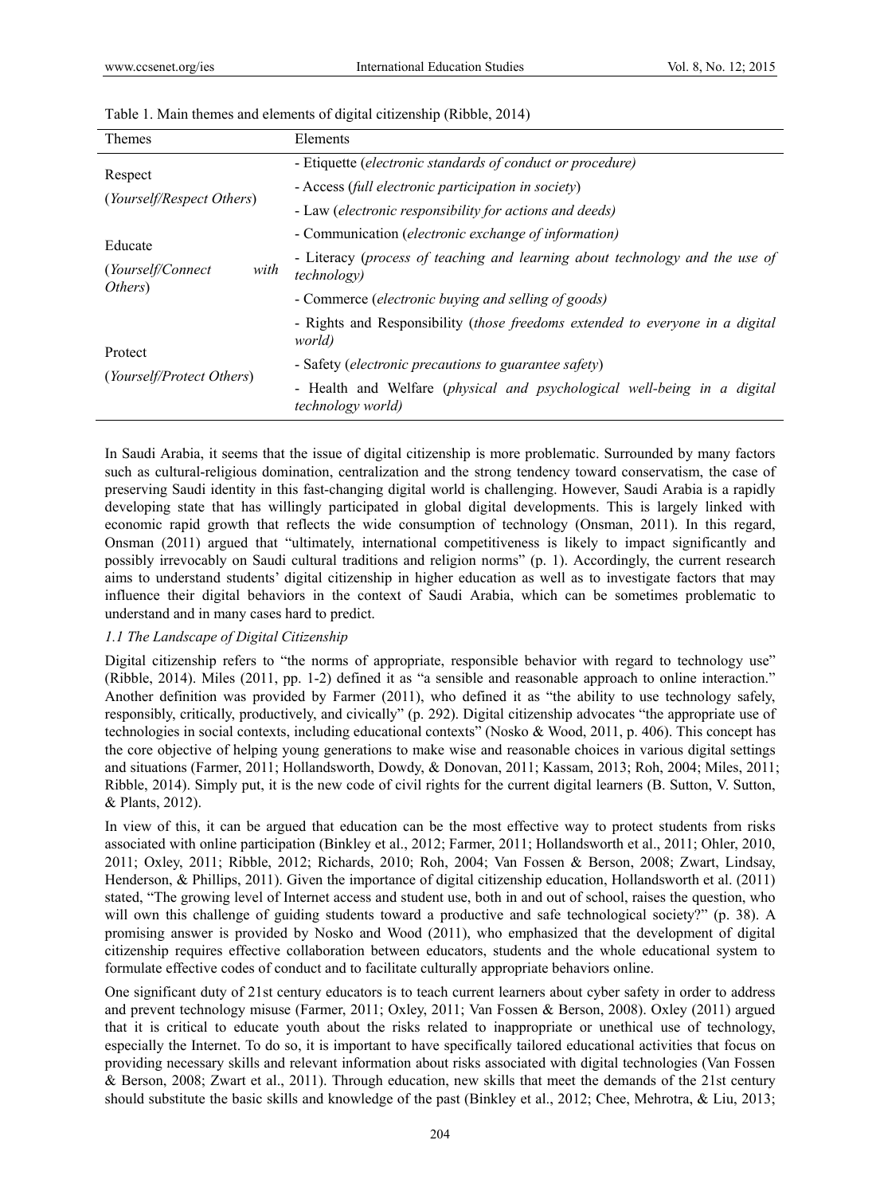Table 1. Main themes and elements of digital citizenship (Ribble, 2014)

| Themes | Elements |
|---|---|
| Respect (*Yourself/Respect Others*) | - Etiquette (*electronic standards of conduct or procedure)* |
| | - Access (*full electronic participation in society*) |
| | - Law (*electronic responsibility for actions and deeds)* |
| Educate (*Yourself/Connect with Others*) | - Communication (*electronic exchange of information)* |
| | - Literacy (*process of teaching and learning about technology and the use of technology)* |
| | - Commerce (*electronic buying and selling of goods)* |
| Protect (*Yourself/Protect Others*) | - Rights and Responsibility (*those freedoms extended to everyone in a digital world)* |
| | - Safety (*electronic precautions to guarantee safety*) |
| | - Health and Welfare (*physical and psychological well-being in a digital technology world)* |

In Saudi Arabia, it seems that the issue of digital citizenship is more problematic. Surrounded by many factors such as cultural-religious domination, centralization and the strong tendency toward conservatism, the case of preserving Saudi identity in this fast-changing digital world is challenging. However, Saudi Arabia is a rapidly developing state that has willingly participated in global digital developments. This is largely linked with economic rapid growth that reflects the wide consumption of technology (Onsman, 2011). In this regard, Onsman (2011) argued that "ultimately, international competitiveness is likely to impact significantly and possibly irrevocably on Saudi cultural traditions and religion norms" (p. 1). Accordingly, the current research aims to understand students' digital citizenship in higher education as well as to investigate factors that may influence their digital behaviors in the context of Saudi Arabia, which can be sometimes problematic to understand and in many cases hard to predict.

### *1.1 The Landscape of Digital Citizenship*

Digital citizenship refers to "the norms of appropriate, responsible behavior with regard to technology use" (Ribble, 2014). Miles (2011, pp. 1-2) defined it as "a sensible and reasonable approach to online interaction." Another definition was provided by Farmer (2011), who defined it as "the ability to use technology safely, responsibly, critically, productively, and civically" (p. 292). Digital citizenship advocates "the appropriate use of technologies in social contexts, including educational contexts" (Nosko & Wood, 2011, p. 406). This concept has the core objective of helping young generations to make wise and reasonable choices in various digital settings and situations (Farmer, 2011; Hollandsworth, Dowdy, & Donovan, 2011; Kassam, 2013; Roh, 2004; Miles, 2011; Ribble, 2014). Simply put, it is the new code of civil rights for the current digital learners (B. Sutton, V. Sutton, & Plants, 2012).

In view of this, it can be argued that education can be the most effective way to protect students from risks associated with online participation (Binkley et al., 2012; Farmer, 2011; Hollandsworth et al., 2011; Ohler, 2010, 2011; Oxley, 2011; Ribble, 2012; Richards, 2010; Roh, 2004; Van Fossen & Berson, 2008; Zwart, Lindsay, Henderson, & Phillips, 2011). Given the importance of digital citizenship education, Hollandsworth et al. (2011) stated, "The growing level of Internet access and student use, both in and out of school, raises the question, who will own this challenge of guiding students toward a productive and safe technological society?" (p. 38). A promising answer is provided by Nosko and Wood (2011), who emphasized that the development of digital citizenship requires effective collaboration between educators, students and the whole educational system to formulate effective codes of conduct and to facilitate culturally appropriate behaviors online.

One significant duty of 21st century educators is to teach current learners about cyber safety in order to address and prevent technology misuse (Farmer, 2011; Oxley, 2011; Van Fossen & Berson, 2008). Oxley (2011) argued that it is critical to educate youth about the risks related to inappropriate or unethical use of technology, especially the Internet. To do so, it is important to have specifically tailored educational activities that focus on providing necessary skills and relevant information about risks associated with digital technologies (Van Fossen & Berson, 2008; Zwart et al., 2011). Through education, new skills that meet the demands of the 21st century should substitute the basic skills and knowledge of the past (Binkley et al., 2012; Chee, Mehrotra, & Liu, 2013;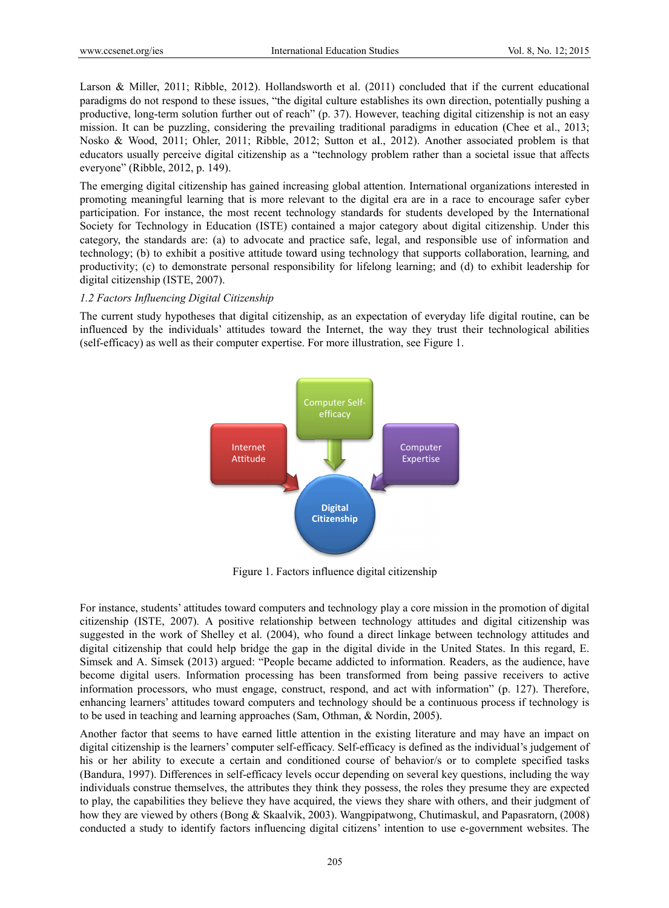Larson & Miller, 2011; Ribble, 2012). Hollandsworth et al. (2011) concluded that if the current educational paradigms do not respond to these issues, "the digital culture establishes its own direction, potentially pushing a productive, long-term solution further out of reach" (p. 37). However, teaching digital citizenship is not an easy mission. It can be puzzling, considering the prevailing traditional paradigms in education (Chee et al., 2013; Nosko & Wood, 2011; Ohler, 2011; Ribble, 2012; Sutton et al., 2012). Another associated problem is that educators usually perceive digital citizenship as a "technology problem rather than a societal issue that affects everyone" (Ribble, 2012, p. 149).

The emerging digital citizenship has gained increasing global attention. International organizations interested in promoting meaningful learning that is more relevant to the digital era are in a race to encourage safer cyber participation. For instance, the most recent technology standards for students developed by the International Society for Technology in Education (ISTE) contained a major category about digital citizenship. Under this category, the standards are: (a) to advocate and practice safe, legal, and responsible use of information and technology; (b) to exhibit a positive attitude toward using technology that supports collaboration, learning, and productivity; (c) to demonstrate personal responsibility for lifelong learning; and (d) to exhibit leadership for digital citizenship (ISTE, 2007).

### *1.2 Factors Influencing Digital Citizenship*

The current study hypotheses that digital citizenship, as an expectation of everyday life digital routine, can be influenced by the individuals' attitudes toward the Internet, the way they trust their technological abilities (self-efficacy) as well as their computer expertise. For more illustration, see Figure 1.

Figure 1. Factors influence digital citizenship

For instance, students' attitudes toward computers and technology play a core mission in the promotion of digital citizenship (ISTE, 2007). A positive relationship between technology attitudes and digital citizenship was suggested in the work of Shelley et al. (2004), who found a direct linkage between technology attitudes and digital citizenship that could help bridge the gap in the digital divide in the United States. In this regard, E. Simsek and A. Simsek (2013) argued: "People became addicted to information. Readers, as the audience, have become digital users. Information processing has been transformed from being passive receivers to active information processors, who must engage, construct, respond, and act with information" (p. 127). Therefore, enhancing learners' attitudes toward computers and technology should be a continuous process if technology is to be used in teaching and learning approaches (Sam, Othman, & Nordin, 2005).

Another factor that seems to have earned little attention in the existing literature and may have an impact on digital citizenship is the learners' computer self-efficacy. Self-efficacy is defined as the individual's judgement of his or her ability to execute a certain and conditioned course of behavior/s or to complete specified tasks (Bandura, 1997). Differences in self-efficacy levels occur depending on several key questions, including the way individuals construe themselves, the attributes they think they possess, the roles they presume they are expected to play, the capabilities they believe they have acquired, the views they share with others, and their judgment of how they are viewed by others (Bong & Skaalvik, 2003). Wangpipatwong, Chutimaskul, and Papasratorn, (2008) conducted a study to identify factors influencing digital citizens' intention to use e-government websites. The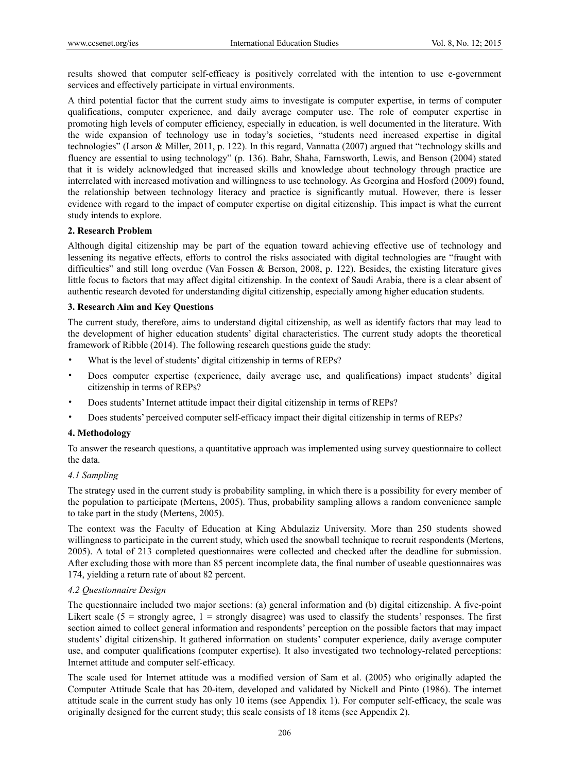results showed that computer self-efficacy is positively correlated with the intention to use e-government services and effectively participate in virtual environments.

A third potential factor that the current study aims to investigate is computer expertise, in terms of computer qualifications, computer experience, and daily average computer use. The role of computer expertise in promoting high levels of computer efficiency, especially in education, is well documented in the literature. With the wide expansion of technology use in today's societies, "students need increased expertise in digital technologies" (Larson & Miller, 2011, p. 122). In this regard, Vannatta (2007) argued that "technology skills and fluency are essential to using technology" (p. 136). Bahr, Shaha, Farnsworth, Lewis, and Benson (2004) stated that it is widely acknowledged that increased skills and knowledge about technology through practice are interrelated with increased motivation and willingness to use technology. As Georgina and Hosford (2009) found, the relationship between technology literacy and practice is significantly mutual. However, there is lesser evidence with regard to the impact of computer expertise on digital citizenship. This impact is what the current study intends to explore.

## 2. Research Problem

Although digital citizenship may be part of the equation toward achieving effective use of technology and lessening its negative effects, efforts to control the risks associated with digital technologies are "fraught with difficulties" and still long overdue (Van Fossen & Berson, 2008, p. 122). Besides, the existing literature gives little focus to factors that may affect digital citizenship. In the context of Saudi Arabia, there is a clear absent of authentic research devoted for understanding digital citizenship, especially among higher education students.

## 3. Research Aim and Key Questions

The current study, therefore, aims to understand digital citizenship, as well as identify factors that may lead to the development of higher education students' digital characteristics. The current study adopts the theoretical framework of Ribble (2014). The following research questions guide the study:

- What is the level of students' digital citizenship in terms of REPs?
- Does computer expertise (experience, daily average use, and qualifications) impact students' digital citizenship in terms of REPs?
- Does students' Internet attitude impact their digital citizenship in terms of REPs?
- Does students' perceived computer self-efficacy impact their digital citizenship in terms of REPs?

## 4. Methodology

To answer the research questions, a quantitative approach was implemented using survey questionnaire to collect the data.

### *4.1 Sampling*

The strategy used in the current study is probability sampling, in which there is a possibility for every member of the population to participate (Mertens, 2005). Thus, probability sampling allows a random convenience sample to take part in the study (Mertens, 2005).

The context was the Faculty of Education at King Abdulaziz University. More than 250 students showed willingness to participate in the current study, which used the snowball technique to recruit respondents (Mertens, 2005). A total of 213 completed questionnaires were collected and checked after the deadline for submission. After excluding those with more than 85 percent incomplete data, the final number of useable questionnaires was 174, yielding a return rate of about 82 percent.

### *4.2 Questionnaire Design*

The questionnaire included two major sections: (a) general information and (b) digital citizenship. A five-point Likert scale (5 = strongly agree, 1 = strongly disagree) was used to classify the students' responses. The first section aimed to collect general information and respondents' perception on the possible factors that may impact students' digital citizenship. It gathered information on students' computer experience, daily average computer use, and computer qualifications (computer expertise). It also investigated two technology-related perceptions: Internet attitude and computer self-efficacy.

The scale used for Internet attitude was a modified version of Sam et al. (2005) who originally adapted the Computer Attitude Scale that has 20-item, developed and validated by Nickell and Pinto (1986). The internet attitude scale in the current study has only 10 items (see Appendix 1). For computer self-efficacy, the scale was originally designed for the current study; this scale consists of 18 items (see Appendix 2).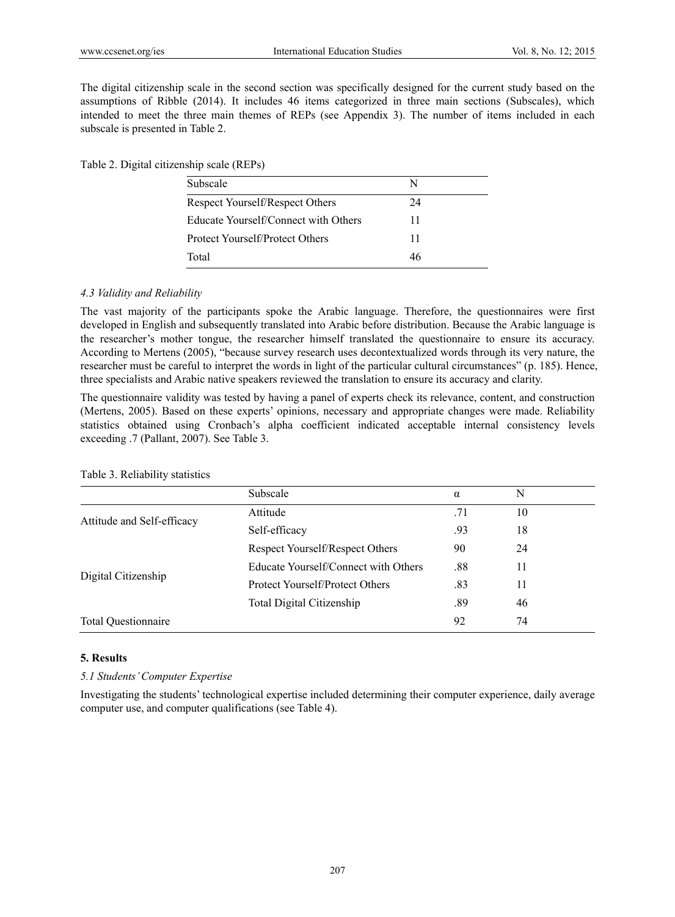The digital citizenship scale in the second section was specifically designed for the current study based on the assumptions of Ribble (2014). It includes 46 items categorized in three main sections (Subscales), which intended to meet the three main themes of REPs (see Appendix 3). The number of items included in each subscale is presented in Table 2.

Table 2. Digital citizenship scale (REPs)

| Subscale | N |
|---|---|
| Respect Yourself/Respect Others | 24 |
| Educate Yourself/Connect with Others | 11 |
| Protect Yourself/Protect Others | 11 |
| Total | 46 |

### 4.3 Validity and Reliability

The vast majority of the participants spoke the Arabic language. Therefore, the questionnaires were first developed in English and subsequently translated into Arabic before distribution. Because the Arabic language is the researcher's mother tongue, the researcher himself translated the questionnaire to ensure its accuracy. According to Mertens (2005), "because survey research uses decontextualized words through its very nature, the researcher must be careful to interpret the words in light of the particular cultural circumstances" (p. 185). Hence, three specialists and Arabic native speakers reviewed the translation to ensure its accuracy and clarity.

The questionnaire validity was tested by having a panel of experts check its relevance, content, and construction (Mertens, 2005). Based on these experts' opinions, necessary and appropriate changes were made. Reliability statistics obtained using Cronbach's alpha coefficient indicated acceptable internal consistency levels exceeding .7 (Pallant, 2007). See Table 3.

Table 3. Reliability statistics

| | Subscale | α | N |
|---|---|---|---|
| Attitude and Self-efficacy | Attitude | .71 | 10 |
| | Self-efficacy | .93 | 18 |
| Digital Citizenship | Respect Yourself/Respect Others | 90 | 24 |
| | Educate Yourself/Connect with Others | .88 | 11 |
| | Protect Yourself/Protect Others | .83 | 11 |
| | Total Digital Citizenship | .89 | 46 |
| Total Questionnaire | | 92 | 74 |

## 5. Results

### 5.1 Students' Computer Expertise

Investigating the students' technological expertise included determining their computer experience, daily average computer use, and computer qualifications (see Table 4).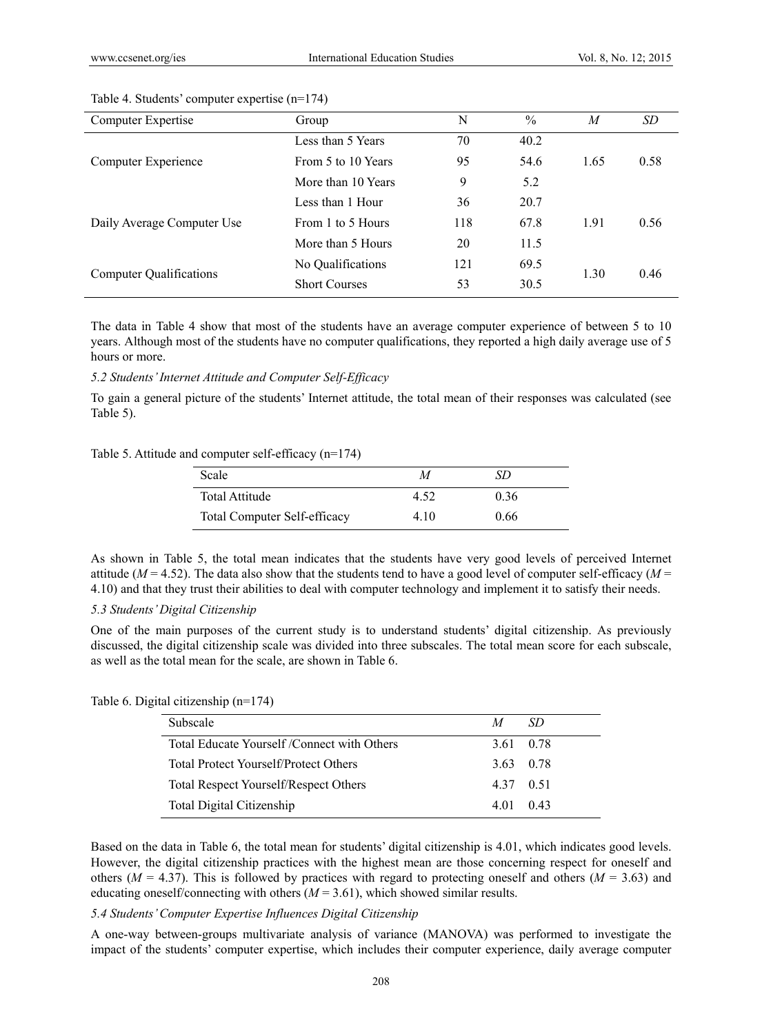Table 4. Students' computer expertise (n=174)

| Computer Expertise | Group | N | % | *M* | *SD* |
|---|---|---|---|---|---|
| Computer Experience | Less than 5 Years | 70 | 40.2 | 1.65 | 0.58 |
| | From 5 to 10 Years | 95 | 54.6 | | |
| | More than 10 Years | 9 | 5.2 | | |
| Daily Average Computer Use | Less than 1 Hour | 36 | 20.7 | 1.91 | 0.56 |
| | From 1 to 5 Hours | 118 | 67.8 | | |
| | More than 5 Hours | 20 | 11.5 | | |
| Computer Qualifications | No Qualifications | 121 | 69.5 | 1.30 | 0.46 |
| | Short Courses | 53 | 30.5 | | |

The data in Table 4 show that most of the students have an average computer experience of between 5 to 10 years. Although most of the students have no computer qualifications, they reported a high daily average use of 5 hours or more.

### *5.2 Students' Internet Attitude and Computer Self-Efficacy*

To gain a general picture of the students' Internet attitude, the total mean of their responses was calculated (see Table 5).

Table 5. Attitude and computer self-efficacy (n=174)

| Scale | *M* | *SD* |
|---|---|---|
| Total Attitude | 4.52 | 0.36 |
| Total Computer Self-efficacy | 4.10 | 0.66 |

As shown in Table 5, the total mean indicates that the students have very good levels of perceived Internet attitude ($M = 4.52$). The data also show that the students tend to have a good level of computer self-efficacy ($M = 4.10$) and that they trust their abilities to deal with computer technology and implement it to satisfy their needs.

### *5.3 Students' Digital Citizenship*

One of the main purposes of the current study is to understand students' digital citizenship. As previously discussed, the digital citizenship scale was divided into three subscales. The total mean score for each subscale, as well as the total mean for the scale, are shown in Table 6.

Table 6. Digital citizenship (n=174)

| Subscale | *M* | *SD* |
|---|---|---|
| Total Educate Yourself /Connect with Others | 3.61 | 0.78 |
| Total Protect Yourself/Protect Others | 3.63 | 0.78 |
| Total Respect Yourself/Respect Others | 4.37 | 0.51 |
| Total Digital Citizenship | 4.01 | 0.43 |

Based on the data in Table 6, the total mean for students' digital citizenship is 4.01, which indicates good levels. However, the digital citizenship practices with the highest mean are those concerning respect for oneself and others ($M = 4.37$). This is followed by practices with regard to protecting oneself and others ($M = 3.63$) and educating oneself/connecting with others ($M = 3.61$), which showed similar results.

### *5.4 Students' Computer Expertise Influences Digital Citizenship*

A one-way between-groups multivariate analysis of variance (MANOVA) was performed to investigate the impact of the students' computer expertise, which includes their computer experience, daily average computer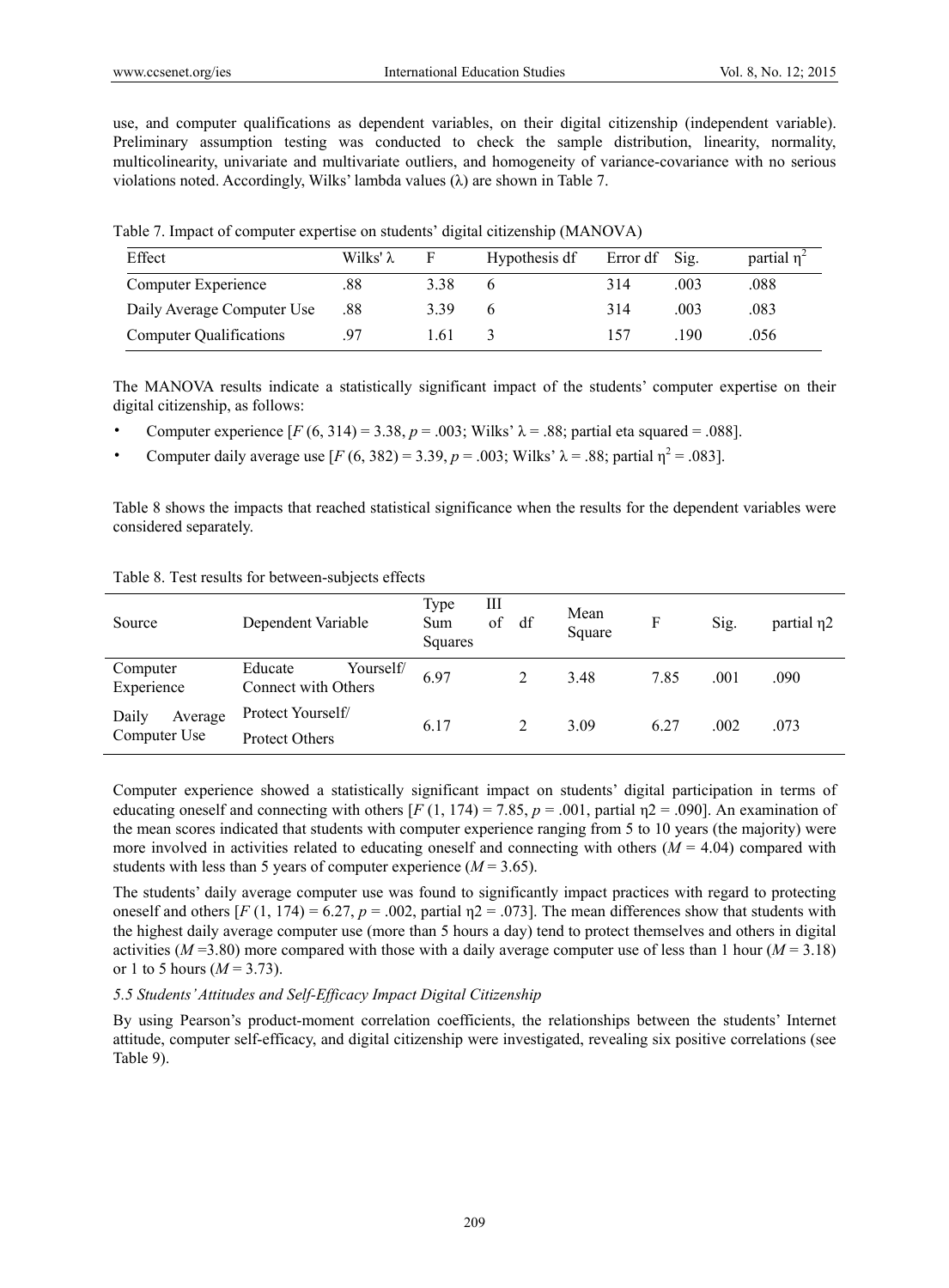use, and computer qualifications as dependent variables, on their digital citizenship (independent variable). Preliminary assumption testing was conducted to check the sample distribution, linearity, normality, multicolinearity, univariate and multivariate outliers, and homogeneity of variance-covariance with no serious violations noted. Accordingly, Wilks' lambda values (λ) are shown in Table 7.

Table 7. Impact of computer expertise on students' digital citizenship (MANOVA)

| Effect | Wilks' λ | F | Hypothesis df | Error df | Sig. | partial $\eta^2$ |
|---|---|---|---|---|---|---|
| Computer Experience | .88 | 3.38 | 6 | 314 | .003 | .088 |
| Daily Average Computer Use | .88 | 3.39 | 6 | 314 | .003 | .083 |
| Computer Qualifications | .97 | 1.61 | 3 | 157 | .190 | .056 |

The MANOVA results indicate a statistically significant impact of the students' computer expertise on their digital citizenship, as follows:

- Computer experience [$F$ (6, 314) = 3.38, $p$ = .003; Wilks' λ = .88; partial eta squared = .088].
- Computer daily average use [$F$ (6, 382) = 3.39, $p$ = .003; Wilks' λ = .88; partial $\eta^2$ = .083].

Table 8 shows the impacts that reached statistical significance when the results for the dependent variables were considered separately.

Table 8. Test results for between-subjects effects

| Source | Dependent Variable | Type III Sum of Squares | df | Mean Square | F | Sig. | partial η2 |
|---|---|---|---|---|---|---|---|
| Computer Experience | Educate Yourself/ Connect with Others | 6.97 | 2 | 3.48 | 7.85 | .001 | .090 |
| Daily Average Computer Use | Protect Yourself/ Protect Others | 6.17 | 2 | 3.09 | 6.27 | .002 | .073 |

Computer experience showed a statistically significant impact on students' digital participation in terms of educating oneself and connecting with others [$F$ (1, 174) = 7.85, $p$ = .001, partial η2 = .090]. An examination of the mean scores indicated that students with computer experience ranging from 5 to 10 years (the majority) were more involved in activities related to educating oneself and connecting with others ($M$ = 4.04) compared with students with less than 5 years of computer experience ($M$ = 3.65).

The students' daily average computer use was found to significantly impact practices with regard to protecting oneself and others [$F$ (1, 174) = 6.27, $p$ = .002, partial η2 = .073]. The mean differences show that students with the highest daily average computer use (more than 5 hours a day) tend to protect themselves and others in digital activities ($M$ =3.80) more compared with those with a daily average computer use of less than 1 hour ($M$ = 3.18) or 1 to 5 hours ($M$ = 3.73).

### *5.5 Students' Attitudes and Self-Efficacy Impact Digital Citizenship*

By using Pearson's product-moment correlation coefficients, the relationships between the students' Internet attitude, computer self-efficacy, and digital citizenship were investigated, revealing six positive correlations (see Table 9).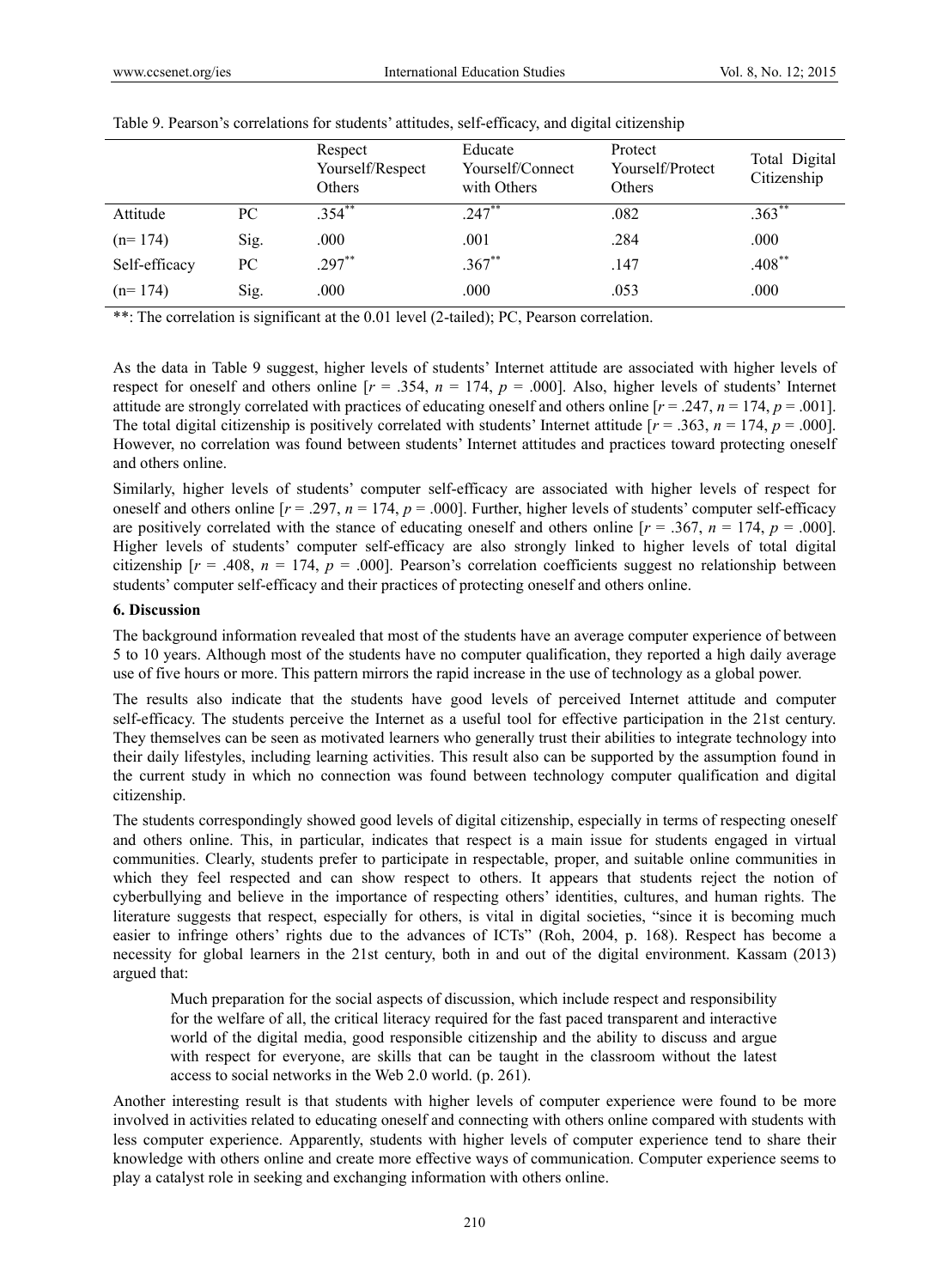Table 9. Pearson's correlations for students' attitudes, self-efficacy, and digital citizenship

| | | Respect Yourself/Respect Others | Educate Yourself/Connect with Others | Protect Yourself/Protect Others | Total Digital Citizenship |
|---|---|---|---|---|---|
| Attitude | PC | .354** | .247** | .082 | .363** |
| (n= 174) | Sig. | .000 | .001 | .284 | .000 |
| Self-efficacy | PC | .297** | .367** | .147 | .408** |
| (n= 174) | Sig. | .000 | .000 | .053 | .000 |

**: The correlation is significant at the 0.01 level (2-tailed); PC, Pearson correlation.

As the data in Table 9 suggest, higher levels of students' Internet attitude are associated with higher levels of respect for oneself and others online [$r$ = .354, $n$ = 174, $p$ = .000]. Also, higher levels of students' Internet attitude are strongly correlated with practices of educating oneself and others online [$r$ = .247, $n$ = 174, $p$ = .001]. The total digital citizenship is positively correlated with students' Internet attitude [$r$ = .363, $n$ = 174, $p$ = .000]. However, no correlation was found between students' Internet attitudes and practices toward protecting oneself and others online.

Similarly, higher levels of students' computer self-efficacy are associated with higher levels of respect for oneself and others online [$r$ = .297, $n$ = 174, $p$ = .000]. Further, higher levels of students' computer self-efficacy are positively correlated with the stance of educating oneself and others online [$r$ = .367, $n$ = 174, $p$ = .000]. Higher levels of students' computer self-efficacy are also strongly linked to higher levels of total digital citizenship [$r$ = .408, $n$ = 174, $p$ = .000]. Pearson's correlation coefficients suggest no relationship between students' computer self-efficacy and their practices of protecting oneself and others online.

## 6. Discussion

The background information revealed that most of the students have an average computer experience of between 5 to 10 years. Although most of the students have no computer qualification, they reported a high daily average use of five hours or more. This pattern mirrors the rapid increase in the use of technology as a global power.

The results also indicate that the students have good levels of perceived Internet attitude and computer self-efficacy. The students perceive the Internet as a useful tool for effective participation in the 21st century. They themselves can be seen as motivated learners who generally trust their abilities to integrate technology into their daily lifestyles, including learning activities. This result also can be supported by the assumption found in the current study in which no connection was found between technology computer qualification and digital citizenship.

The students correspondingly showed good levels of digital citizenship, especially in terms of respecting oneself and others online. This, in particular, indicates that respect is a main issue for students engaged in virtual communities. Clearly, students prefer to participate in respectable, proper, and suitable online communities in which they feel respected and can show respect to others. It appears that students reject the notion of cyberbullying and believe in the importance of respecting others' identities, cultures, and human rights. The literature suggests that respect, especially for others, is vital in digital societies, "since it is becoming much easier to infringe others' rights due to the advances of ICTs" (Roh, 2004, p. 168). Respect has become a necessity for global learners in the 21st century, both in and out of the digital environment. Kassam (2013) argued that:

> Much preparation for the social aspects of discussion, which include respect and responsibility for the welfare of all, the critical literacy required for the fast paced transparent and interactive world of the digital media, good responsible citizenship and the ability to discuss and argue with respect for everyone, are skills that can be taught in the classroom without the latest access to social networks in the Web 2.0 world. (p. 261).

Another interesting result is that students with higher levels of computer experience were found to be more involved in activities related to educating oneself and connecting with others online compared with students with less computer experience. Apparently, students with higher levels of computer experience tend to share their knowledge with others online and create more effective ways of communication. Computer experience seems to play a catalyst role in seeking and exchanging information with others online.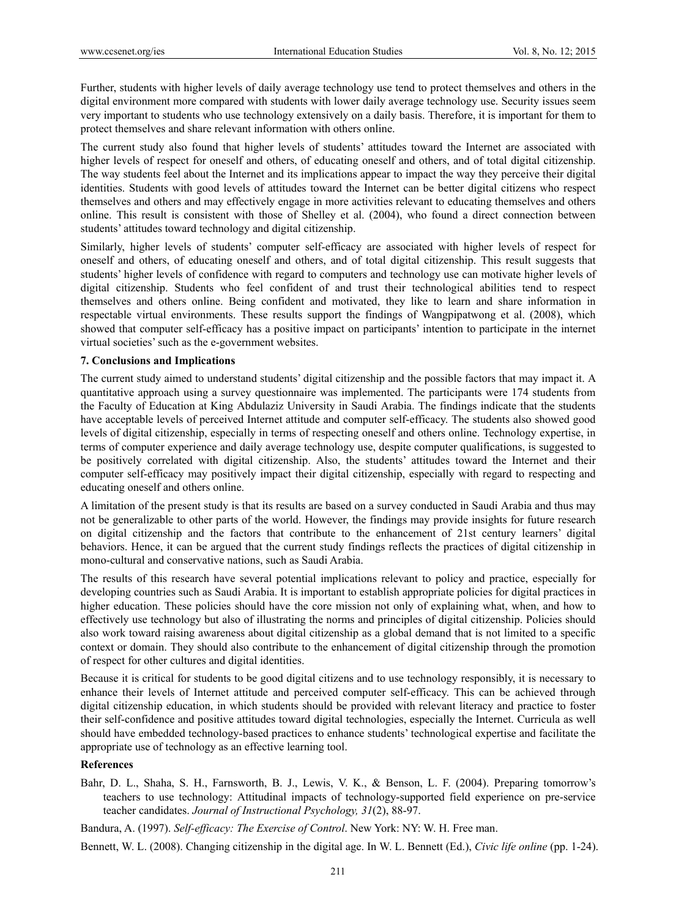Further, students with higher levels of daily average technology use tend to protect themselves and others in the digital environment more compared with students with lower daily average technology use. Security issues seem very important to students who use technology extensively on a daily basis. Therefore, it is important for them to protect themselves and share relevant information with others online.

The current study also found that higher levels of students' attitudes toward the Internet are associated with higher levels of respect for oneself and others, of educating oneself and others, and of total digital citizenship. The way students feel about the Internet and its implications appear to impact the way they perceive their digital identities. Students with good levels of attitudes toward the Internet can be better digital citizens who respect themselves and others and may effectively engage in more activities relevant to educating themselves and others online. This result is consistent with those of Shelley et al. (2004), who found a direct connection between students' attitudes toward technology and digital citizenship.

Similarly, higher levels of students' computer self-efficacy are associated with higher levels of respect for oneself and others, of educating oneself and others, and of total digital citizenship. This result suggests that students' higher levels of confidence with regard to computers and technology use can motivate higher levels of digital citizenship. Students who feel confident of and trust their technological abilities tend to respect themselves and others online. Being confident and motivated, they like to learn and share information in respectable virtual environments. These results support the findings of Wangpipatwong et al. (2008), which showed that computer self-efficacy has a positive impact on participants' intention to participate in the internet virtual societies' such as the e-government websites.

## 7. Conclusions and Implications

The current study aimed to understand students' digital citizenship and the possible factors that may impact it. A quantitative approach using a survey questionnaire was implemented. The participants were 174 students from the Faculty of Education at King Abdulaziz University in Saudi Arabia. The findings indicate that the students have acceptable levels of perceived Internet attitude and computer self-efficacy. The students also showed good levels of digital citizenship, especially in terms of respecting oneself and others online. Technology expertise, in terms of computer experience and daily average technology use, despite computer qualifications, is suggested to be positively correlated with digital citizenship. Also, the students' attitudes toward the Internet and their computer self-efficacy may positively impact their digital citizenship, especially with regard to respecting and educating oneself and others online.

A limitation of the present study is that its results are based on a survey conducted in Saudi Arabia and thus may not be generalizable to other parts of the world. However, the findings may provide insights for future research on digital citizenship and the factors that contribute to the enhancement of 21st century learners' digital behaviors. Hence, it can be argued that the current study findings reflects the practices of digital citizenship in mono-cultural and conservative nations, such as Saudi Arabia.

The results of this research have several potential implications relevant to policy and practice, especially for developing countries such as Saudi Arabia. It is important to establish appropriate policies for digital practices in higher education. These policies should have the core mission not only of explaining what, when, and how to effectively use technology but also of illustrating the norms and principles of digital citizenship. Policies should also work toward raising awareness about digital citizenship as a global demand that is not limited to a specific context or domain. They should also contribute to the enhancement of digital citizenship through the promotion of respect for other cultures and digital identities.

Because it is critical for students to be good digital citizens and to use technology responsibly, it is necessary to enhance their levels of Internet attitude and perceived computer self-efficacy. This can be achieved through digital citizenship education, in which students should be provided with relevant literacy and practice to foster their self-confidence and positive attitudes toward digital technologies, especially the Internet. Curricula as well should have embedded technology-based practices to enhance students' technological expertise and facilitate the appropriate use of technology as an effective learning tool.

## References

Bahr, D. L., Shaha, S. H., Farnsworth, B. J., Lewis, V. K., & Benson, L. F. (2004). Preparing tomorrow's teachers to use technology: Attitudinal impacts of technology-supported field experience on pre-service teacher candidates. *Journal of Instructional Psychology, 31*(2), 88-97.

Bandura, A. (1997). *Self-efficacy: The Exercise of Control*. New York: NY: W. H. Free man.

Bennett, W. L. (2008). Changing citizenship in the digital age. In W. L. Bennett (Ed.), *Civic life online* (pp. 1-24).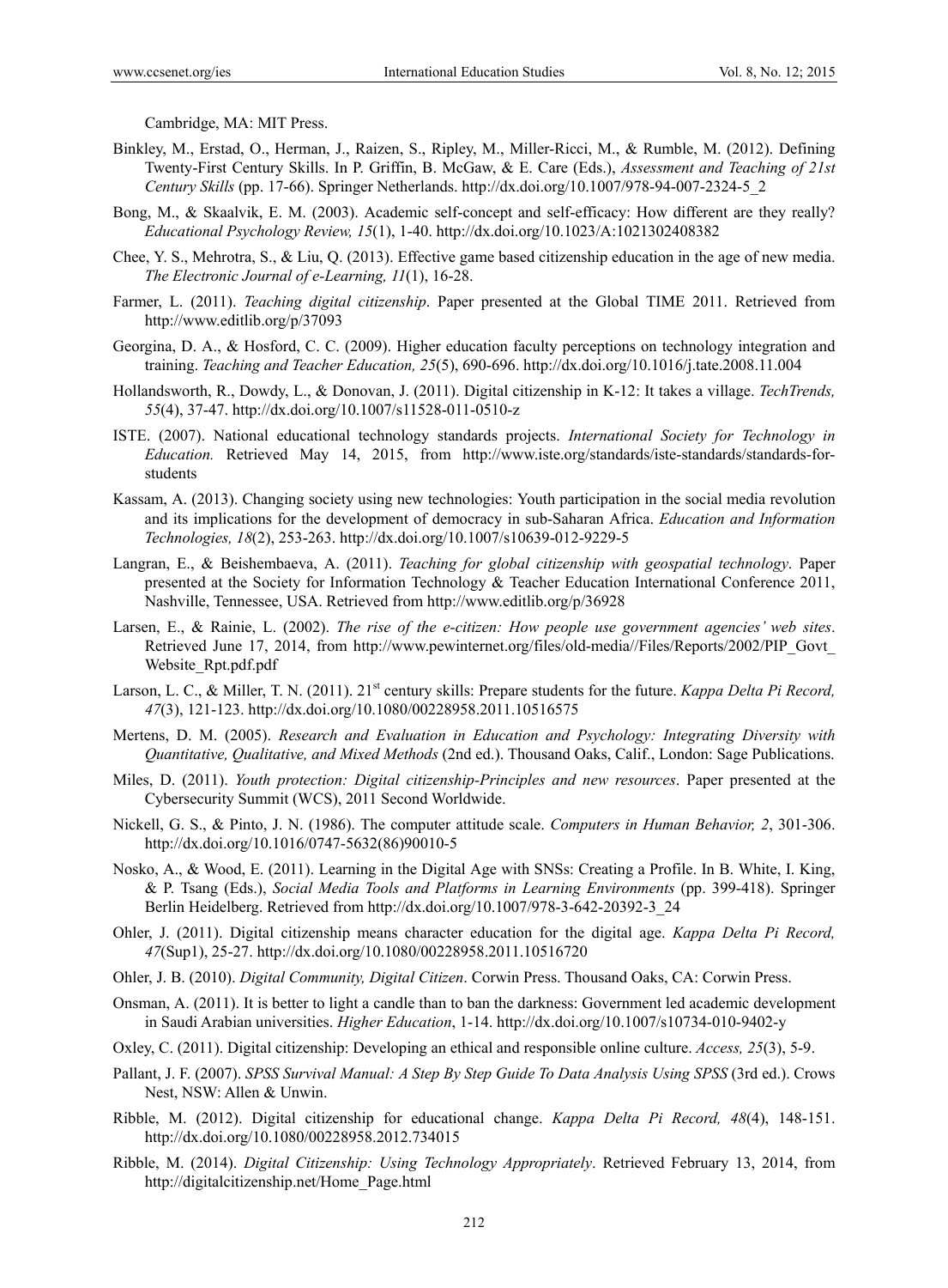Cambridge, MA: MIT Press.

Binkley, M., Erstad, O., Herman, J., Raizen, S., Ripley, M., Miller-Ricci, M., & Rumble, M. (2012). Defining Twenty-First Century Skills. In P. Griffin, B. McGaw, & E. Care (Eds.), *Assessment and Teaching of 21st Century Skills* (pp. 17-66). Springer Netherlands. http://dx.doi.org/10.1007/978-94-007-2324-5_2

Bong, M., & Skaalvik, E. M. (2003). Academic self-concept and self-efficacy: How different are they really? *Educational Psychology Review, 15*(1), 1-40. http://dx.doi.org/10.1023/A:1021302408382

Chee, Y. S., Mehrotra, S., & Liu, Q. (2013). Effective game based citizenship education in the age of new media. *The Electronic Journal of e-Learning, 11*(1), 16-28.

Farmer, L. (2011). *Teaching digital citizenship*. Paper presented at the Global TIME 2011. Retrieved from http://www.editlib.org/p/37093

Georgina, D. A., & Hosford, C. C. (2009). Higher education faculty perceptions on technology integration and training. *Teaching and Teacher Education, 25*(5), 690-696. http://dx.doi.org/10.1016/j.tate.2008.11.004

Hollandsworth, R., Dowdy, L., & Donovan, J. (2011). Digital citizenship in K-12: It takes a village. *TechTrends, 55*(4), 37-47. http://dx.doi.org/10.1007/s11528-011-0510-z

ISTE. (2007). National educational technology standards projects. *International Society for Technology in Education.* Retrieved May 14, 2015, from http://www.iste.org/standards/iste-standards/standards-for-students

Kassam, A. (2013). Changing society using new technologies: Youth participation in the social media revolution and its implications for the development of democracy in sub-Saharan Africa. *Education and Information Technologies, 18*(2), 253-263. http://dx.doi.org/10.1007/s10639-012-9229-5

Langran, E., & Beishembaeva, A. (2011). *Teaching for global citizenship with geospatial technology*. Paper presented at the Society for Information Technology & Teacher Education International Conference 2011, Nashville, Tennessee, USA. Retrieved from http://www.editlib.org/p/36928

Larsen, E., & Rainie, L. (2002). *The rise of the e-citizen: How people use government agencies' web sites*. Retrieved June 17, 2014, from http://www.pewinternet.org/files/old-media//Files/Reports/2002/PIP_Govt_Website_Rpt.pdf.pdf

Larson, L. C., & Miller, T. N. (2011). 21st century skills: Prepare students for the future. *Kappa Delta Pi Record, 47*(3), 121-123. http://dx.doi.org/10.1080/00228958.2011.10516575

Mertens, D. M. (2005). *Research and Evaluation in Education and Psychology: Integrating Diversity with Quantitative, Qualitative, and Mixed Methods* (2nd ed.). Thousand Oaks, Calif., London: Sage Publications.

Miles, D. (2011). *Youth protection: Digital citizenship-Principles and new resources*. Paper presented at the Cybersecurity Summit (WCS), 2011 Second Worldwide.

Nickell, G. S., & Pinto, J. N. (1986). The computer attitude scale. *Computers in Human Behavior, 2*, 301-306. http://dx.doi.org/10.1016/0747-5632(86)90010-5

Nosko, A., & Wood, E. (2011). Learning in the Digital Age with SNSs: Creating a Profile. In B. White, I. King, & P. Tsang (Eds.), *Social Media Tools and Platforms in Learning Environments* (pp. 399-418). Springer Berlin Heidelberg. Retrieved from http://dx.doi.org/10.1007/978-3-642-20392-3_24

Ohler, J. (2011). Digital citizenship means character education for the digital age. *Kappa Delta Pi Record, 47*(Sup1), 25-27. http://dx.doi.org/10.1080/00228958.2011.10516720

Ohler, J. B. (2010). *Digital Community, Digital Citizen*. Corwin Press. Thousand Oaks, CA: Corwin Press.

Onsman, A. (2011). It is better to light a candle than to ban the darkness: Government led academic development in Saudi Arabian universities. *Higher Education*, 1-14. http://dx.doi.org/10.1007/s10734-010-9402-y

Oxley, C. (2011). Digital citizenship: Developing an ethical and responsible online culture. *Access, 25*(3), 5-9.

Pallant, J. F. (2007). *SPSS Survival Manual: A Step By Step Guide To Data Analysis Using SPSS* (3rd ed.). Crows Nest, NSW: Allen & Unwin.

Ribble, M. (2012). Digital citizenship for educational change. *Kappa Delta Pi Record, 48*(4), 148-151. http://dx.doi.org/10.1080/00228958.2012.734015

Ribble, M. (2014). *Digital Citizenship: Using Technology Appropriately*. Retrieved February 13, 2014, from http://digitalcitizenship.net/Home_Page.html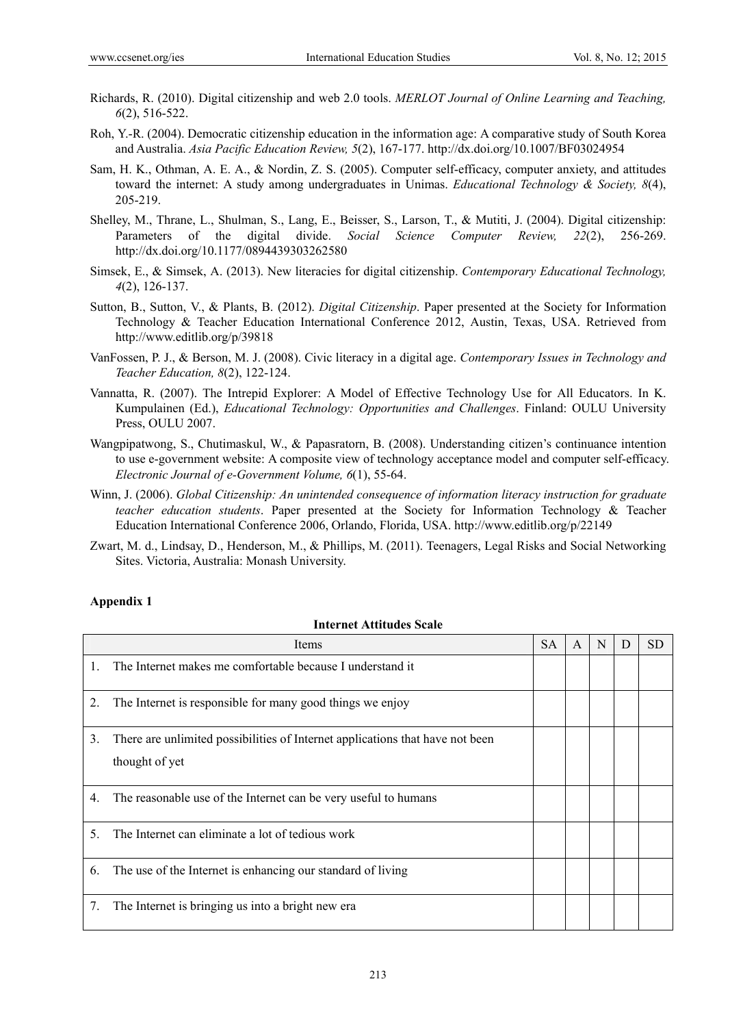Richards, R. (2010). Digital citizenship and web 2.0 tools. *MERLOT Journal of Online Learning and Teaching, 6*(2), 516-522.

Roh, Y.-R. (2004). Democratic citizenship education in the information age: A comparative study of South Korea and Australia. *Asia Pacific Education Review, 5*(2), 167-177. http://dx.doi.org/10.1007/BF03024954

Sam, H. K., Othman, A. E. A., & Nordin, Z. S. (2005). Computer self-efficacy, computer anxiety, and attitudes toward the internet: A study among undergraduates in Unimas. *Educational Technology & Society, 8*(4), 205-219.

Shelley, M., Thrane, L., Shulman, S., Lang, E., Beisser, S., Larson, T., & Mutiti, J. (2004). Digital citizenship: Parameters of the digital divide. *Social Science Computer Review, 22*(2), 256-269. http://dx.doi.org/10.1177/0894439303262580

Simsek, E., & Simsek, A. (2013). New literacies for digital citizenship. *Contemporary Educational Technology, 4*(2), 126-137.

Sutton, B., Sutton, V., & Plants, B. (2012). *Digital Citizenship*. Paper presented at the Society for Information Technology & Teacher Education International Conference 2012, Austin, Texas, USA. Retrieved from http://www.editlib.org/p/39818

VanFossen, P. J., & Berson, M. J. (2008). Civic literacy in a digital age. *Contemporary Issues in Technology and Teacher Education, 8*(2), 122-124.

Vannatta, R. (2007). The Intrepid Explorer: A Model of Effective Technology Use for All Educators. In K. Kumpulainen (Ed.), *Educational Technology: Opportunities and Challenges*. Finland: OULU University Press, OULU 2007.

Wangpipatwong, S., Chutimaskul, W., & Papasratorn, B. (2008). Understanding citizen's continuance intention to use e-government website: A composite view of technology acceptance model and computer self-efficacy. *Electronic Journal of e-Government Volume, 6*(1), 55-64.

Winn, J. (2006). *Global Citizenship: An unintended consequence of information literacy instruction for graduate teacher education students*. Paper presented at the Society for Information Technology & Teacher Education International Conference 2006, Orlando, Florida, USA. http://www.editlib.org/p/22149

Zwart, M. d., Lindsay, D., Henderson, M., & Phillips, M. (2011). Teenagers, Legal Risks and Social Networking Sites. Victoria, Australia: Monash University.

## Appendix 1

**Internet Attitudes Scale**

| Items | SA | A | N | D | SD |
|---|---|---|---|---|---|
| 1. The Internet makes me comfortable because I understand it | | | | | |
| 2. The Internet is responsible for many good things we enjoy | | | | | |
| 3. There are unlimited possibilities of Internet applications that have not been thought of yet | | | | | |
| 4. The reasonable use of the Internet can be very useful to humans | | | | | |
| 5. The Internet can eliminate a lot of tedious work | | | | | |
| 6. The use of the Internet is enhancing our standard of living | | | | | |
| 7. The Internet is bringing us into a bright new era | | | | | |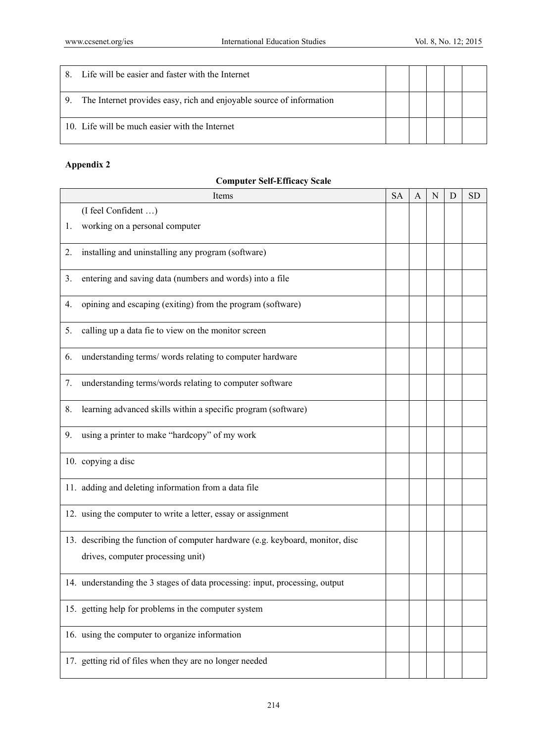| | | | | | |
|---|---|---|---|---|---|
| 8. Life will be easier and faster with the Internet | | | | | |
| 9. The Internet provides easy, rich and enjoyable source of information | | | | | |
| 10. Life will be much easier with the Internet | | | | | |

**Appendix 2**

**Computer Self-Efficacy Scale**

| Items | SA | A | N | D | SD |
|---|---|---|---|---|---|
| (I feel Confident …)<br>1. working on a personal computer | | | | | |
| 2. installing and uninstalling any program (software) | | | | | |
| 3. entering and saving data (numbers and words) into a file | | | | | |
| 4. opining and escaping (exiting) from the program (software) | | | | | |
| 5. calling up a data fie to view on the monitor screen | | | | | |
| 6. understanding terms/ words relating to computer hardware | | | | | |
| 7. understanding terms/words relating to computer software | | | | | |
| 8. learning advanced skills within a specific program (software) | | | | | |
| 9. using a printer to make "hardcopy" of my work | | | | | |
| 10. copying a disc | | | | | |
| 11. adding and deleting information from a data file | | | | | |
| 12. using the computer to write a letter, essay or assignment | | | | | |
| 13. describing the function of computer hardware (e.g. keyboard, monitor, disc drives, computer processing unit) | | | | | |
| 14. understanding the 3 stages of data processing: input, processing, output | | | | | |
| 15. getting help for problems in the computer system | | | | | |
| 16. using the computer to organize information | | | | | |
| 17. getting rid of files when they are no longer needed | | | | | |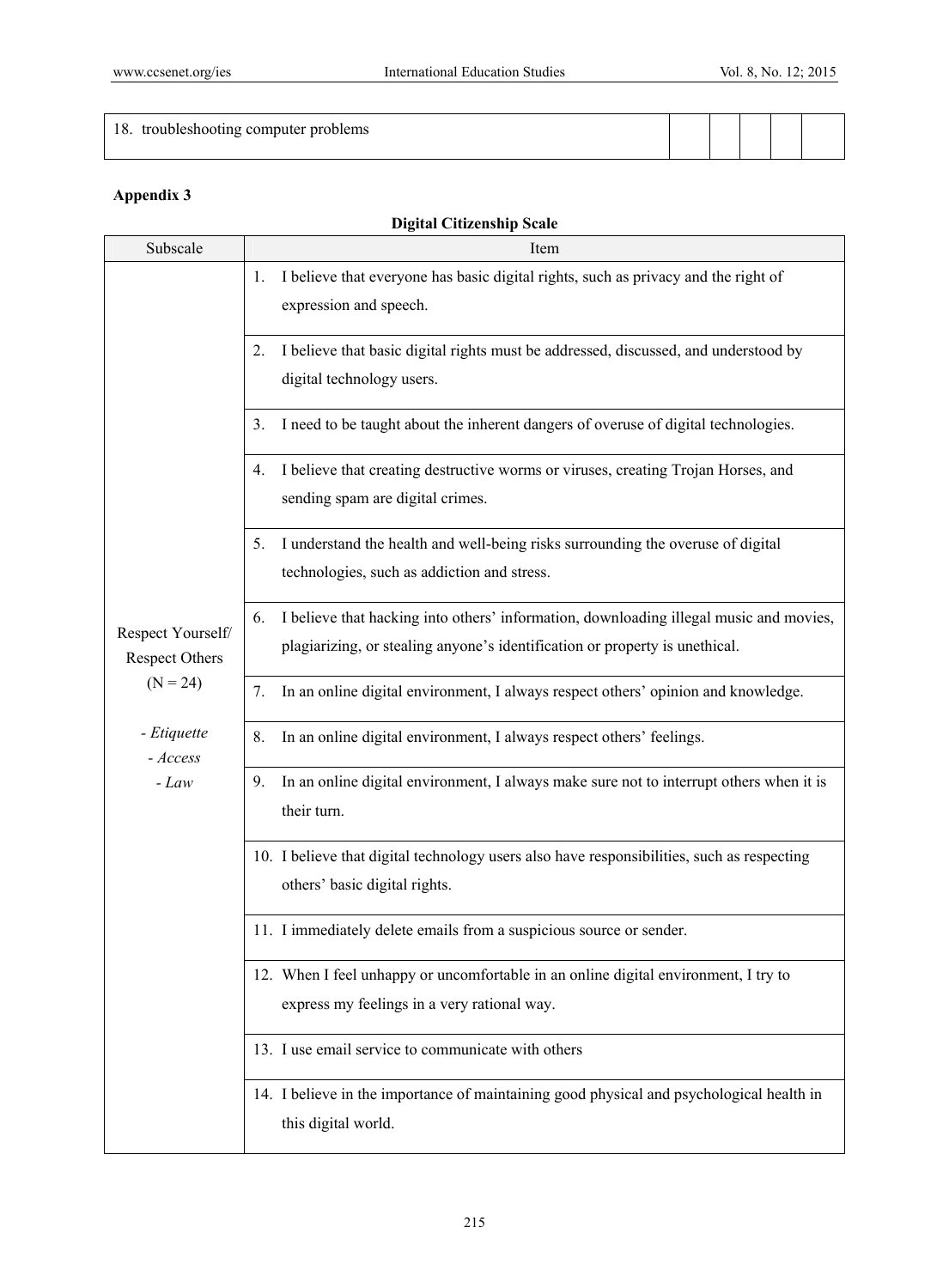| 18. troubleshooting computer problems | | | | | |
|---|---|---|---|---|---|

**Appendix 3**

**Digital Citizenship Scale**

| Subscale | Item |
|---|---|
| Respect Yourself/ Respect Others (N = 24) <br> *- Etiquette* <br> *- Access* <br> *- Law* | 1. I believe that everyone has basic digital rights, such as privacy and the right of expression and speech. |
| | 2. I believe that basic digital rights must be addressed, discussed, and understood by digital technology users. |
| | 3. I need to be taught about the inherent dangers of overuse of digital technologies. |
| | 4. I believe that creating destructive worms or viruses, creating Trojan Horses, and sending spam are digital crimes. |
| | 5. I understand the health and well-being risks surrounding the overuse of digital technologies, such as addiction and stress. |
| | 6. I believe that hacking into others' information, downloading illegal music and movies, plagiarizing, or stealing anyone's identification or property is unethical. |
| | 7. In an online digital environment, I always respect others' opinion and knowledge. |
| | 8. In an online digital environment, I always respect others' feelings. |
| | 9. In an online digital environment, I always make sure not to interrupt others when it is their turn. |
| | 10. I believe that digital technology users also have responsibilities, such as respecting others' basic digital rights. |
| | 11. I immediately delete emails from a suspicious source or sender. |
| | 12. When I feel unhappy or uncomfortable in an online digital environment, I try to express my feelings in a very rational way. |
| | 13. I use email service to communicate with others |
| | 14. I believe in the importance of maintaining good physical and psychological health in this digital world. |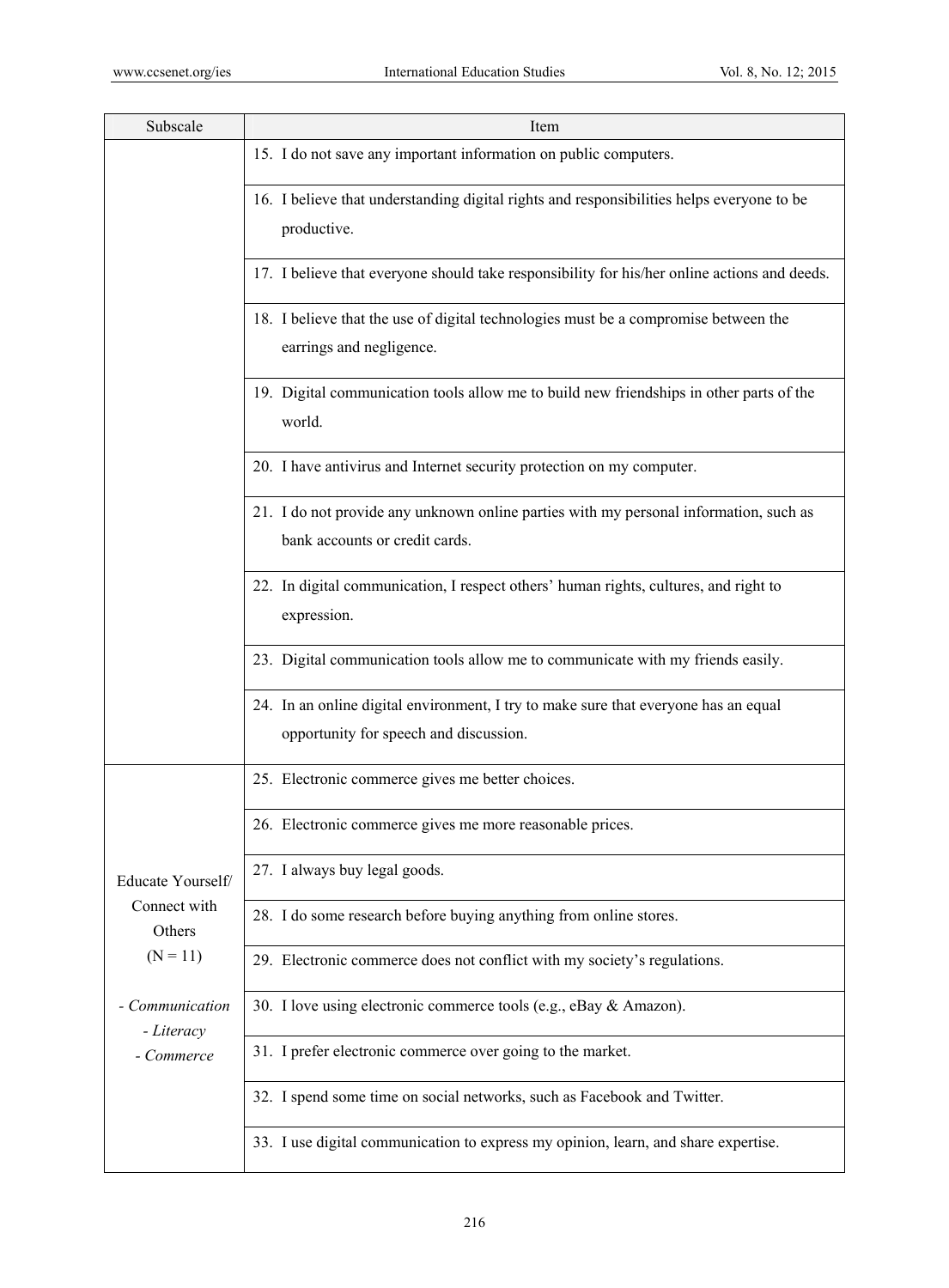| Subscale | Item |
|---|---|
| | 15. I do not save any important information on public computers. |
| | 16. I believe that understanding digital rights and responsibilities helps everyone to be productive. |
| | 17. I believe that everyone should take responsibility for his/her online actions and deeds. |
| | 18. I believe that the use of digital technologies must be a compromise between the earrings and negligence. |
| | 19. Digital communication tools allow me to build new friendships in other parts of the world. |
| | 20. I have antivirus and Internet security protection on my computer. |
| | 21. I do not provide any unknown online parties with my personal information, such as bank accounts or credit cards. |
| | 22. In digital communication, I respect others' human rights, cultures, and right to expression. |
| | 23. Digital communication tools allow me to communicate with my friends easily. |
| | 24. In an online digital environment, I try to make sure that everyone has an equal opportunity for speech and discussion. |
| Educate Yourself/ Connect with Others (N = 11)<br><br>*- Communication*<br>*- Literacy*<br>*- Commerce* | 25. Electronic commerce gives me better choices. |
| | 26. Electronic commerce gives me more reasonable prices. |
| | 27. I always buy legal goods. |
| | 28. I do some research before buying anything from online stores. |
| | 29. Electronic commerce does not conflict with my society's regulations. |
| | 30. I love using electronic commerce tools (e.g., eBay & Amazon). |
| | 31. I prefer electronic commerce over going to the market. |
| | 32. I spend some time on social networks, such as Facebook and Twitter. |
| | 33. I use digital communication to express my opinion, learn, and share expertise. |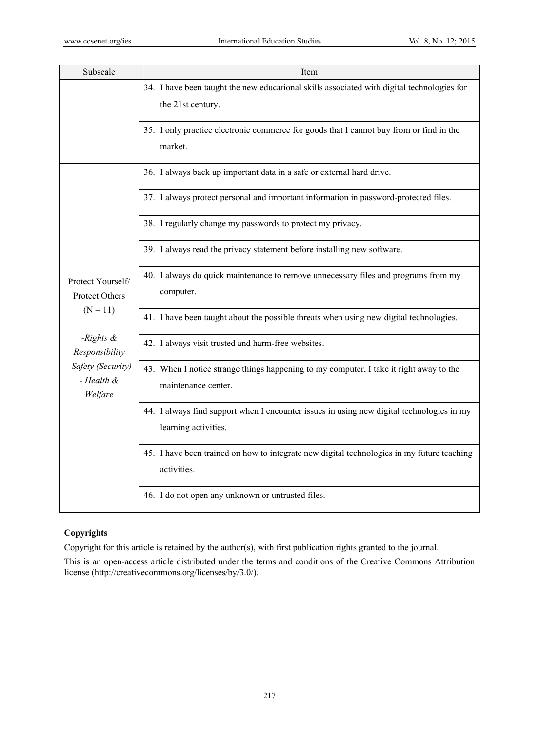| Subscale | Item |
| --- | --- |
| | 34. I have been taught the new educational skills associated with digital technologies for the 21st century. |
| | 35. I only practice electronic commerce for goods that I cannot buy from or find in the market. |
| Protect Yourself/ Protect Others (N = 11) *-Rights & Responsibility - Safety (Security) - Health & Welfare* | 36. I always back up important data in a safe or external hard drive. |
| | 37. I always protect personal and important information in password-protected files. |
| | 38. I regularly change my passwords to protect my privacy. |
| | 39. I always read the privacy statement before installing new software. |
| | 40. I always do quick maintenance to remove unnecessary files and programs from my computer. |
| | 41. I have been taught about the possible threats when using new digital technologies. |
| | 42. I always visit trusted and harm-free websites. |
| | 43. When I notice strange things happening to my computer, I take it right away to the maintenance center. |
| | 44. I always find support when I encounter issues in using new digital technologies in my learning activities. |
| | 45. I have been trained on how to integrate new digital technologies in my future teaching activities. |
| | 46. I do not open any unknown or untrusted files. |

## Copyrights

Copyright for this article is retained by the author(s), with first publication rights granted to the journal.

This is an open-access article distributed under the terms and conditions of the Creative Commons Attribution license (http://creativecommons.org/licenses/by/3.0/).